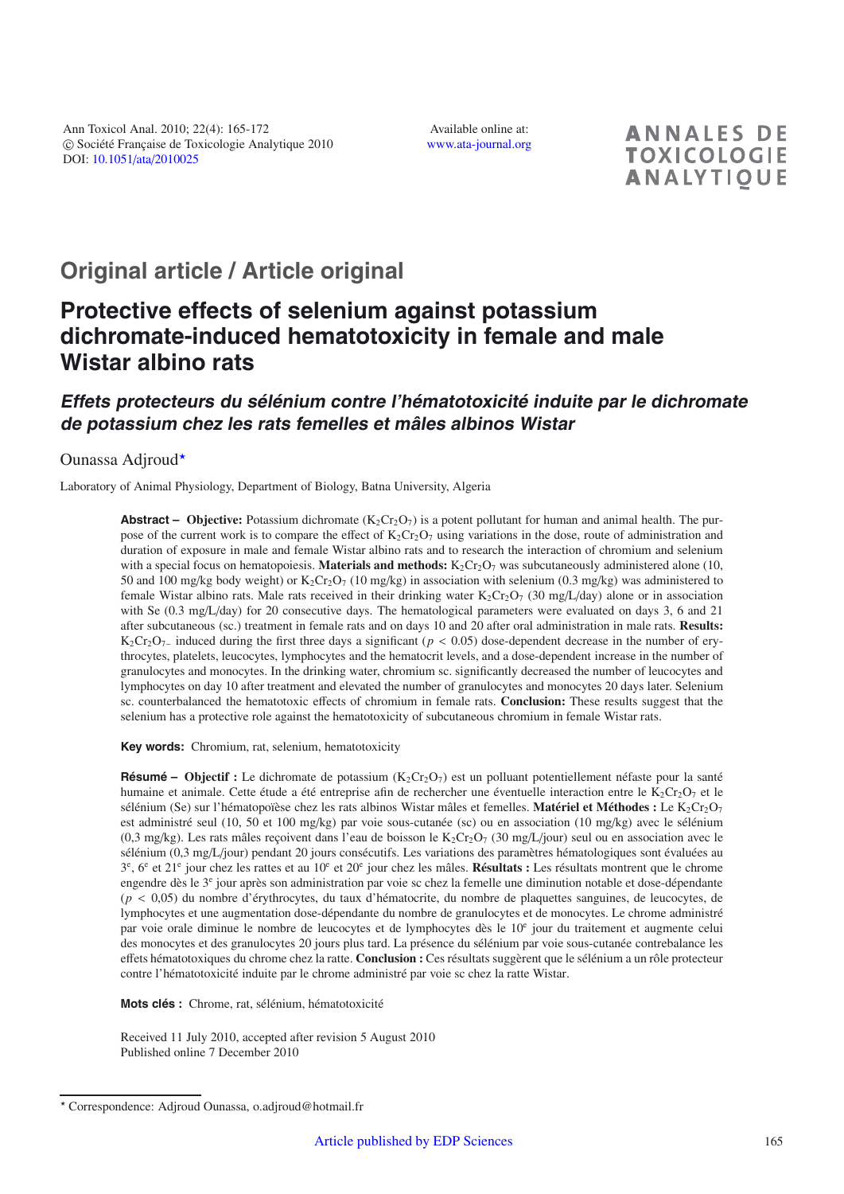Ann Toxicol Anal. 2010; 22(4): 165-172
© Société Française de Toxicologie Analytique 2010
DOI: 10.1051/ata/2010025

Available online at:
www.ata-journal.org

**ANNALES DE TOXICOLOGIE ANALYTIQUE**

## Original article / Article original

# Protective effects of selenium against potassium dichromate-induced hematotoxicity in female and male Wistar albino rats

### *Effets protecteurs du sélénium contre l'hématotoxicité induite par le dichromate de potassium chez les rats femelles et mâles albinos Wistar*

Ounassa Adjroud*

Laboratory of Animal Physiology, Department of Biology, Batna University, Algeria

**Abstract – Objective:** Potassium dichromate ($K_2Cr_2O_7$) is a potent pollutant for human and animal health. The purpose of the current work is to compare the effect of $K_2Cr_2O_7$ using variations in the dose, route of administration and duration of exposure in male and female Wistar albino rats and to research the interaction of chromium and selenium with a special focus on hematopoiesis. **Materials and methods:** $K_2Cr_2O_7$ was subcutaneously administered alone (10, 50 and 100 mg/kg body weight) or $K_2Cr_2O_7$ (10 mg/kg) in association with selenium (0.3 mg/kg) was administered to female Wistar albino rats. Male rats received in their drinking water $K_2Cr_2O_7$ (30 mg/L/day) alone or in association with Se (0.3 mg/L/day) for 20 consecutive days. The hematological parameters were evaluated on days 3, 6 and 21 after subcutaneous (sc.) treatment in female rats and on days 10 and 20 after oral administration in male rats. **Results:** $K_2Cr_2O_{7-}$ induced during the first three days a significant ($p < 0.05$) dose-dependent decrease in the number of erythrocytes, platelets, leucocytes, lymphocytes and the hematocrit levels, and a dose-dependent increase in the number of granulocytes and monocytes. In the drinking water, chromium sc. significantly decreased the number of leucocytes and lymphocytes on day 10 after treatment and elevated the number of granulocytes and monocytes 20 days later. Selenium sc. counterbalanced the hematotoxic effects of chromium in female rats. **Conclusion:** These results suggest that the selenium has a protective role against the hematotoxicity of subcutaneous chromium in female Wistar rats.

**Key words:** Chromium, rat, selenium, hematotoxicity

**Résumé – Objectif :** Le dichromate de potassium ($K_2Cr_2O_7$) est un polluant potentiellement néfaste pour la santé humaine et animale. Cette étude a été entreprise afin de rechercher une éventuelle interaction entre le $K_2Cr_2O_7$ et le sélénium (Se) sur l'hématopoïèse chez les rats albinos Wistar mâles et femelles. **Matériel et Méthodes :** Le $K_2Cr_2O_7$ est administré seul (10, 50 et 100 mg/kg) par voie sous-cutanée (sc) ou en association (10 mg/kg) avec le sélénium (0,3 mg/kg). Les rats mâles reçoivent dans l'eau de boisson le $K_2Cr_2O_7$ (30 mg/L/jour) seul ou en association avec le sélénium (0,3 mg/L/jour) pendant 20 jours consécutifs. Les variations des paramètres hématologiques sont évaluées au 3^e^, 6^e^ et 21^e^ jour chez les rattes et au 10^e^ et 20^e^ jour chez les mâles. **Résultats :** Les résultats montrent que le chrome engendre dès le 3^e^ jour après son administration par voie sc chez la femelle une diminution notable et dose-dépendante ($p < 0,05$) du nombre d'érythrocytes, du taux d'hématocrite, du nombre de plaquettes sanguines, de leucocytes, de lymphocytes et une augmentation dose-dépendante du nombre de granulocytes et de monocytes. Le chrome administré par voie orale diminue le nombre de leucocytes et de lymphocytes dès le 10^e^ jour du traitement et augmente celui des monocytes et des granulocytes 20 jours plus tard. La présence du sélénium par voie sous-cutanée contrebalance les effets hématotoxiques du chrome chez la ratte. **Conclusion :** Ces résultats suggèrent que le sélénium a un rôle protecteur contre l'hématotoxicité induite par le chrome administré par voie sc chez la ratte Wistar.

**Mots clés :** Chrome, rat, sélénium, hématotoxicité

Received 11 July 2010, accepted after revision 5 August 2010
Published online 7 December 2010

* Correspondence: Adjroud Ounassa, o.adjroud@hotmail.fr

Article published by EDP Sciences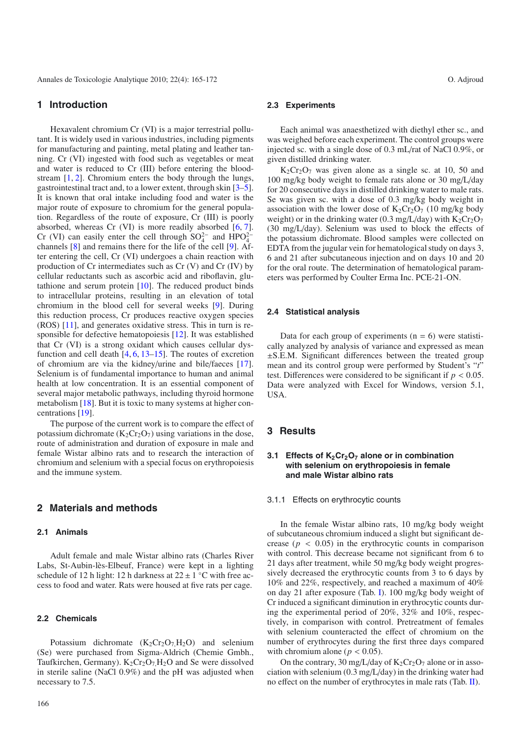## 1 Introduction

Hexavalent chromium Cr (VI) is a major terrestrial pollutant. It is widely used in various industries, including pigments for manufacturing and painting, metal plating and leather tanning. Cr (VI) ingested with food such as vegetables or meat and water is reduced to Cr (III) before entering the bloodstream [1, 2]. Chromium enters the body through the lungs, gastrointestinal tract and, to a lower extent, through skin [3–5]. It is known that oral intake including food and water is the major route of exposure to chromium for the general population. Regardless of the route of exposure, Cr (III) is poorly absorbed, whereas Cr (VI) is more readily absorbed [6, 7]. Cr (VI) can easily enter the cell through $SO_4^{2-}$ and $HPO_4^{2-}$ channels [8] and remains there for the life of the cell [9]. After entering the cell, Cr (VI) undergoes a chain reaction with production of Cr intermediates such as Cr (V) and Cr (IV) by cellular reductants such as ascorbic acid and riboflavin, glutathione and serum protein [10]. The reduced product binds to intracellular proteins, resulting in an elevation of total chromium in the blood cell for several weeks [9]. During this reduction process, Cr produces reactive oxygen species (ROS) [11], and generates oxidative stress. This in turn is responsible for defective hematopoiesis [12]. It was established that Cr (VI) is a strong oxidant which causes cellular dysfunction and cell death [4, 6, 13–15]. The routes of excretion of chromium are via the kidney/urine and bile/faeces [17]. Selenium is of fundamental importance to human and animal health at low concentration. It is an essential component of several major metabolic pathways, including thyroid hormone metabolism [18]. But it is toxic to many systems at higher concentrations [19].

The purpose of the current work is to compare the effect of potassium dichromate ($K_2Cr_2O_7$) using variations in the dose, route of administration and duration of exposure in male and female Wistar albino rats and to research the interaction of chromium and selenium with a special focus on erythropoiesis and the immune system.

## 2 Materials and methods

### 2.1 Animals

Adult female and male Wistar albino rats (Charles River Labs, St-Aubin-lès-Elbeuf, France) were kept in a lighting schedule of 12 h light: 12 h darkness at 22 ± 1 °C with free access to food and water. Rats were housed at five rats per cage.

### 2.2 Chemicals

Potassium dichromate ($K_2Cr_2O_7.H_2O$) and selenium (Se) were purchased from Sigma-Aldrich (Chemie Gmbh., Taufkirchen, Germany). $K_2Cr_2O_7.H_2O$ and Se were dissolved in sterile saline (NaCl 0.9%) and the pH was adjusted when necessary to 7.5.

### 2.3 Experiments

Each animal was anaesthetized with diethyl ether sc., and was weighed before each experiment. The control groups were injected sc. with a single dose of 0.3 mL/rat of NaCl 0.9%, or given distilled drinking water.

$K_2Cr_2O_7$ was given alone as a single sc. at 10, 50 and 100 mg/kg body weight to female rats alone or 30 mg/L/day for 20 consecutive days in distilled drinking water to male rats. Se was given sc. with a dose of 0.3 mg/kg body weight in association with the lower dose of $K_2Cr_2O_7$ (10 mg/kg body weight) or in the drinking water (0.3 mg/L/day) with $K_2Cr_2O_7$ (30 mg/L/day). Selenium was used to block the effects of the potassium dichromate. Blood samples were collected on EDTA from the jugular vein for hematological study on days 3, 6 and 21 after subcutaneous injection and on days 10 and 20 for the oral route. The determination of hematological parameters was performed by Coulter Erma Inc. PCE-21-ON.

### 2.4 Statistical analysis

Data for each group of experiments (n = 6) were statistically analyzed by analysis of variance and expressed as mean ±S.E.M. Significant differences between the treated group mean and its control group were performed by Student's "*t*" test. Differences were considered to be significant if $p < 0.05$. Data were analyzed with Excel for Windows, version 5.1, USA.

## 3 Results

### 3.1 Effects of $K_2Cr_2O_7$ alone or in combination with selenium on erythropoiesis in female and male Wistar albino rats

#### 3.1.1 Effects on erythrocytic counts

In the female Wistar albino rats, 10 mg/kg body weight of subcutaneous chromium induced a slight but significant decrease ($p < 0.05$) in the erythrocytic counts in comparison with control. This decrease became not significant from 6 to 21 days after treatment, while 50 mg/kg body weight progressively decreased the erythrocytic counts from 3 to 6 days by 10% and 22%, respectively, and reached a maximum of 40% on day 21 after exposure (Tab. I). 100 mg/kg body weight of Cr induced a significant diminution in erythrocytic counts during the experimental period of 20%, 32% and 10%, respectively, in comparison with control. Pretreatment of females with selenium counteracted the effect of chromium on the number of erythrocytes during the first three days compared with chromium alone ($p < 0.05$).

On the contrary, 30 mg/L/day of $K_2Cr_2O_7$ alone or in association with selenium (0.3 mg/L/day) in the drinking water had no effect on the number of erythrocytes in male rats (Tab. II).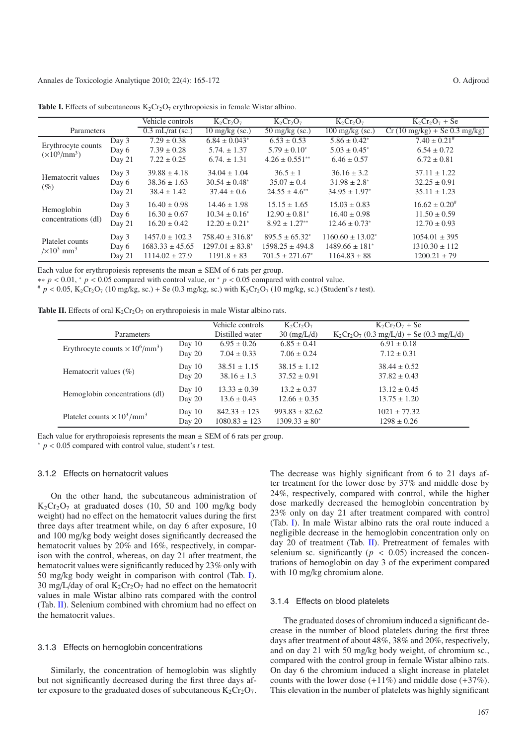**Table I.** Effects of subcutaneous $K_2Cr_2O_7$ erythropoiesis in female Wistar albino.

| Parameters | | Vehicle controls | $K_2Cr_2O_7$ | $K_2Cr_2O_7$ | $K_2Cr_2O_7$ | $K_2Cr_2O_7$ + Se |
|---|---|---|---|---|---|---|
| | | 0.3 mL/rat (sc.) | 10 mg/kg (sc.) | 50 mg/kg (sc.) | 100 mg/kg (sc.) | Cr (10 mg/kg) + Se 0.3 mg/kg) |
| Erythrocyte counts ($\times 10^6$/mm$^3$) | Day 3 | 7.29 ± 0.38 | 6.84 ± 0.043* | 6.53 ± 0.53 | 5.86 ± 0.42* | 7.40 ± 0.21# |
| | Day 6 | 7.39 ± 0.28 | 5.74. ± 1.37 | 5.79 ± 0.10* | 5.03 ± 0.45* | 6.54 ± 0.72 |
| | Day 21 | 7.22 ± 0.25 | 6.74. ± 1.31 | 4.26 ± 0.551** | 6.46 ± 0.57 | 6.72 ± 0.81 |
| Hematocrit values (%) | Day 3 | 39.88 ± 4.18 | 34.04 ± 1.04 | 36.5 ± 1 | 36.16 ± 3.2 | 37.11 ± 1.22 |
| | Day 6 | 38.36 ± 1.63 | 30.54 ± 0.48* | 35.07 ± 0.4 | 31.98 ± 2.8* | 32.25 ± 0.91 |
| | Day 21 | 38.4 ± 1.42 | 37.44 ± 0.6 | 24.55 ± 4.6** | 34.95 ± 1.97* | 35.11 ± 1.23 |
| Hemoglobin concentrations (dl) | Day 3 | 16.40 ± 0.98 | 14.46 ± 1.98 | 15.15 ± 1.65 | 15.03 ± 0.83 | 16.62 ± 0.20# |
| | Day 6 | 16.30 ± 0.67 | 10.34 ± 0.16* | 12.90 ± 0.81* | 16.40 ± 0.98 | 11.50 ± 0.59 |
| | Day 21 | 16.20 ± 0.42 | 12.20 ± 0.21* | 8.92 ± 1.27** | 12.46 ± 0.73* | 12.70 ± 0.93 |
| Platelet counts /$\times 10^3$ mm$^3$ | Day 3 | 1457.0 ± 102.3 | 758.40 ± 316.8* | 895.5 ± 65.32* | 1160.60 ± 13.02* | 1054.01 ± 395 |
| | Day 6 | 1683.33 ± 45.65 | 1297.01 ± 83.8* | 1598.25 ± 494.8 | 1489.66 ± 181* | 1310.30 ± 112 |
| | Day 21 | 1114.02 ± 27.9 | 1191.8 ± 83 | 701.5 ± 271.67* | 1164.83 ± 88 | 1200.21 ± 79 |

Each value for erythropoiesis represents the mean ± SEM of 6 rats per group.

** $p < 0.01$, * $p < 0.05$ compared with control value, or * $p < 0.05$ compared with control value.

# $p < 0.05$, $K_2Cr_2O_7$ (10 mg/kg, sc.) + Se (0.3 mg/kg, sc.) with $K_2Cr_2O_7$ (10 mg/kg, sc.) (Student's *t* test).

**Table II.** Effects of oral $K_2Cr_2O_7$ on erythropoiesis in male Wistar albino rats.

| Parameters | | Vehicle controls | $K_2Cr_2O_7$ | $K_2Cr_2O_7$ + Se |
|---|---|---|---|---|
| | | Distilled water | 30 (mg/L/d) | $K_2Cr_2O_7$ (0.3 mg/L/d) + Se (0.3 mg/L/d) |
| Erythrocyte counts $\times 10^6$/mm$^3$) | Day 10 | 6.95 ± 0.26 | 6.85 ± 0.41 | 6.91 ± 0.18 |
| | Day 20 | 7.04 ± 0.33 | 7.06 ± 0.24 | 7.12 ± 0.31 |
| Hematocrit values (%) | Day 10 | 38.51 ± 1.15 | 38.15 ± 1.12 | 38.44 ± 0.52 |
| | Day 20 | 38.16 ± 1.3 | 37.52 ± 0.91 | 37.82 ± 0.43 |
| Hemoglobin concentrations (dl) | Day 10 | 13.33 ± 0.39 | 13.2 ± 0.37 | 13.12 ± 0.45 |
| | Day 20 | 13.6 ± 0.43 | 12.66 ± 0.35 | 13.75 ± 1.20 |
| Platelet counts $\times 10^3$/mm$^3$ | Day 10 | 842.33 ± 123 | 993.83 ± 82.62 | 1021 ± 77.32 |
| | Day 20 | 1080.83 ± 123 | 1309.33 ± 80* | 1298 ± 0.26 |

Each value for erythropoiesis represents the mean ± SEM of 6 rats per group.

* $p < 0.05$ compared with control value, student's *t* test.

### 3.1.2 Effects on hematocrit values

On the other hand, the subcutaneous administration of $K_2Cr_2O_7$ at graduated doses (10, 50 and 100 mg/kg body weight) had no effect on the hematocrit values during the first three days after treatment while, on day 6 after exposure, 10 and 100 mg/kg body weight doses significantly decreased the hematocrit values by 20% and 16%, respectively, in comparison with the control, whereas, on day 21 after treatment, the hematocrit values were significantly reduced by 23% only with 50 mg/kg body weight in comparison with control (Tab. I). 30 mg/L/day of oral $K_2Cr_2O_7$ had no effect on the hematocrit values in male Wistar albino rats compared with the control (Tab. II). Selenium combined with chromium had no effect on the hematocrit values.

### 3.1.3 Effects on hemoglobin concentrations

Similarly, the concentration of hemoglobin was slightly but not significantly decreased during the first three days after exposure to the graduated doses of subcutaneous $K_2Cr_2O_7$. The decrease was highly significant from 6 to 21 days after treatment for the lower dose by 37% and middle dose by 24%, respectively, compared with control, while the higher dose markedly decreased the hemoglobin concentration by 23% only on day 21 after treatment compared with control (Tab. I). In male Wistar albino rats the oral route induced a negligible decrease in the hemoglobin concentration only on day 20 of treatment (Tab. II). Pretreatment of females with selenium sc. significantly ($p < 0.05$) increased the concentrations of hemoglobin on day 3 of the experiment compared with 10 mg/kg chromium alone.

### 3.1.4 Effects on blood platelets

The graduated doses of chromium induced a significant decrease in the number of blood platelets during the first three days after treatment of about 48%, 38% and 20%, respectively, and on day 21 with 50 mg/kg body weight, of chromium sc., compared with the control group in female Wistar albino rats. On day 6 the chromium induced a slight increase in platelet counts with the lower dose (+11%) and middle dose (+37%). This elevation in the number of platelets was highly significant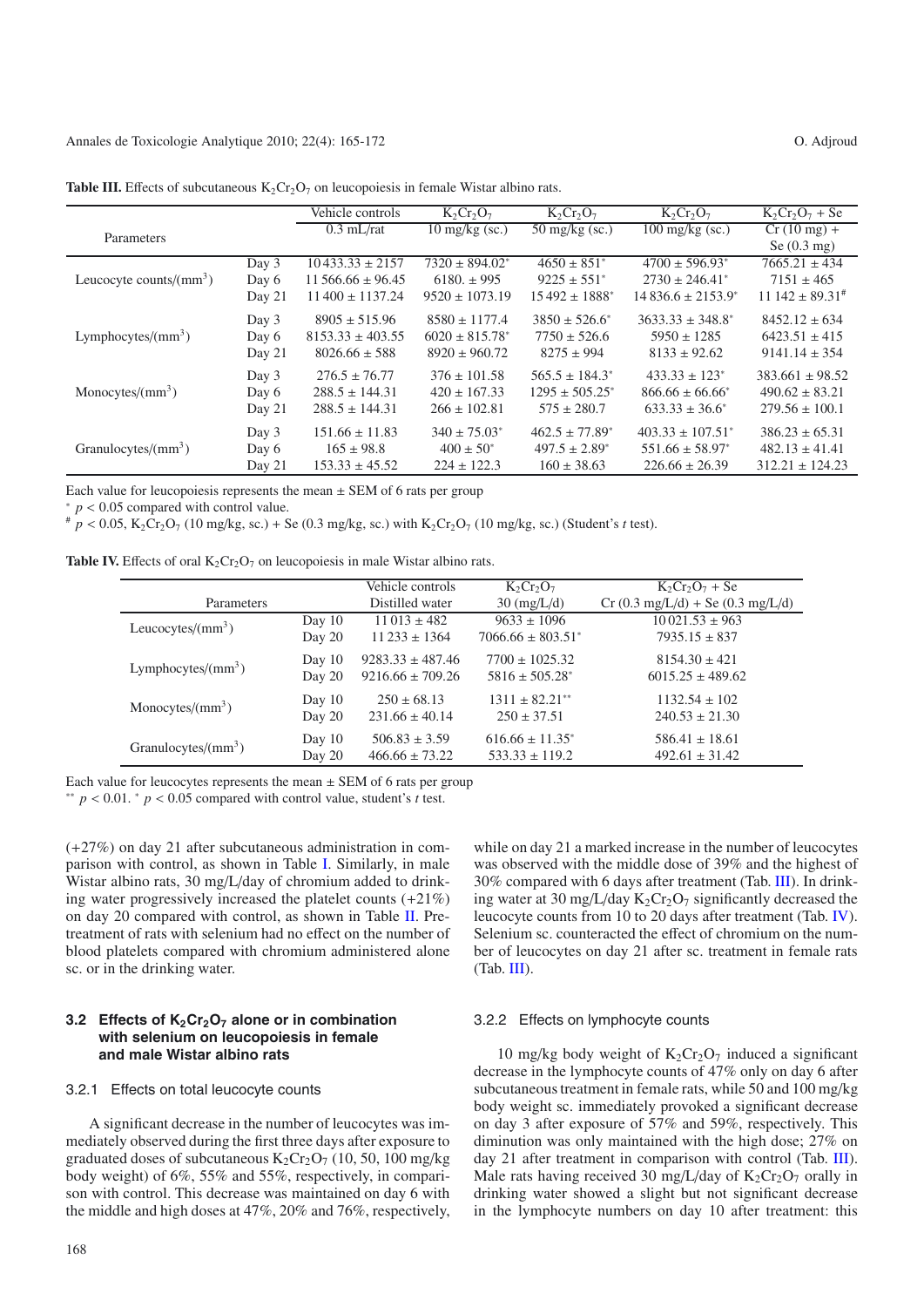**Table III.** Effects of subcutaneous $K_2Cr_2O_7$ on leucopoiesis in female Wistar albino rats.

| Parameters | | Vehicle controls 0.3 mL/rat | $K_2Cr_2O_7$ 10 mg/kg (sc.) | $K_2Cr_2O_7$ 50 mg/kg (sc.) | $K_2Cr_2O_7$ 100 mg/kg (sc.) | $K_2Cr_2O_7$ + Se Cr (10 mg) + Se (0.3 mg) |
|---|---|---|---|---|---|---|
| Leucocyte counts/(mm$^3$) | Day 3 | 10 433.33 ± 2157 | 7320 ± 894.02* | 4650 ± 851* | 4700 ± 596.93* | 7665.21 ± 434 |
| | Day 6 | 11 566.66 ± 96.45 | 6180. ± 995 | 9225 ± 551* | 2730 ± 246.41* | 7151 ± 465 |
| | Day 21 | 11 400 ± 1137.24 | 9520 ± 1073.19 | 15 492 ± 1888* | 14 836.6 ± 2153.9* | 11 142 ± 89.31# |
| Lymphocytes/(mm$^3$) | Day 3 | 8905 ± 515.96 | 8580 ± 1177.4 | 3850 ± 526.6* | 3633.33 ± 348.8* | 8452.12 ± 634 |
| | Day 6 | 8153.33 ± 403.55 | 6020 ± 815.78* | 7750 ± 526.6 | 5950 ± 1285 | 6423.51 ± 415 |
| | Day 21 | 8026.66 ± 588 | 8920 ± 960.72 | 8275 ± 994 | 8133 ± 92.62 | 9141.14 ± 354 |
| Monocytes/(mm$^3$) | Day 3 | 276.5 ± 76.77 | 376 ± 101.58 | 565.5 ± 184.3* | 433.33 ± 123* | 383.661 ± 98.52 |
| | Day 6 | 288.5 ± 144.31 | 420 ± 167.33 | 1295 ± 505.25* | 866.66 ± 66.66* | 490.62 ± 83.21 |
| | Day 21 | 288.5 ± 144.31 | 266 ± 102.81 | 575 ± 280.7 | 633.33 ± 36.6* | 279.56 ± 100.1 |
| Granulocytes/(mm$^3$) | Day 3 | 151.66 ± 11.83 | 340 ± 75.03* | 462.5 ± 77.89* | 403.33 ± 107.51* | 386.23 ± 65.31 |
| | Day 6 | 165 ± 98.8 | 400 ± 50* | 497.5 ± 2.89* | 551.66 ± 58.97* | 482.13 ± 41.41 |
| | Day 21 | 153.33 ± 45.52 | 224 ± 122.3 | 160 ± 38.63 | 226.66 ± 26.39 | 312.21 ± 124.23 |

Each value for leucopoiesis represents the mean ± SEM of 6 rats per group

* $p < 0.05$ compared with control value.

# $p < 0.05$, $K_2Cr_2O_7$ (10 mg/kg, sc.) + Se (0.3 mg/kg, sc.) with $K_2Cr_2O_7$ (10 mg/kg, sc.) (Student's *t* test).

**Table IV.** Effects of oral $K_2Cr_2O_7$ on leucopoiesis in male Wistar albino rats.

| Parameters | | Vehicle controls Distilled water | $K_2Cr_2O_7$ 30 (mg/L/d) | $K_2Cr_2O_7$ + Se Cr (0.3 mg/L/d) + Se (0.3 mg/L/d) |
|---|---|---|---|---|
| Leucocytes/(mm$^3$) | Day 10 | 11 013 ± 482 | 9633 ± 1096 | 10 021.53 ± 963 |
| | Day 20 | 11 233 ± 1364 | 7066.66 ± 803.51* | 7935.15 ± 837 |
| Lymphocytes/(mm$^3$) | Day 10 | 9283.33 ± 487.46 | 7700 ± 1025.32 | 8154.30 ± 421 |
| | Day 20 | 9216.66 ± 709.26 | 5816 ± 505.28* | 6015.25 ± 489.62 |
| Monocytes/(mm$^3$) | Day 10 | 250 ± 68.13 | 1311 ± 82.21** | 1132.54 ± 102 |
| | Day 20 | 231.66 ± 40.14 | 250 ± 37.51 | 240.53 ± 21.30 |
| Granulocytes/(mm$^3$) | Day 10 | 506.83 ± 3.59 | 616.66 ± 11.35* | 586.41 ± 18.61 |
| | Day 20 | 466.66 ± 73.22 | 533.33 ± 119.2 | 492.61 ± 31.42 |

Each value for leucocytes represents the mean ± SEM of 6 rats per group

** $p < 0.01$. * $p < 0.05$ compared with control value, student's *t* test.

(+27%) on day 21 after subcutaneous administration in comparison with control, as shown in Table I. Similarly, in male Wistar albino rats, 30 mg/L/day of chromium added to drinking water progressively increased the platelet counts (+21%) on day 20 compared with control, as shown in Table II. Pretreatment of rats with selenium had no effect on the number of blood platelets compared with chromium administered alone sc. or in the drinking water.

### 3.2 Effects of $K_2Cr_2O_7$ alone or in combination with selenium on leucopoiesis in female and male Wistar albino rats

#### 3.2.1 Effects on total leucocyte counts

A significant decrease in the number of leucocytes was immediately observed during the first three days after exposure to graduated doses of subcutaneous $K_2Cr_2O_7$ (10, 50, 100 mg/kg body weight) of 6%, 55% and 55%, respectively, in comparison with control. This decrease was maintained on day 6 with the middle and high doses at 47%, 20% and 76%, respectively, while on day 21 a marked increase in the number of leucocytes was observed with the middle dose of 39% and the highest of 30% compared with 6 days after treatment (Tab. III). In drinking water at 30 mg/L/day $K_2Cr_2O_7$ significantly decreased the leucocyte counts from 10 to 20 days after treatment (Tab. IV). Selenium sc. counteracted the effect of chromium on the number of leucocytes on day 21 after sc. treatment in female rats (Tab. III).

#### 3.2.2 Effects on lymphocyte counts

10 mg/kg body weight of $K_2Cr_2O_7$ induced a significant decrease in the lymphocyte counts of 47% only on day 6 after subcutaneous treatment in female rats, while 50 and 100 mg/kg body weight sc. immediately provoked a significant decrease on day 3 after exposure of 57% and 59%, respectively. This diminution was only maintained with the high dose; 27% on day 21 after treatment in comparison with control (Tab. III). Male rats having received 30 mg/L/day of $K_2Cr_2O_7$ orally in drinking water showed a slight but not significant decrease in the lymphocyte numbers on day 10 after treatment: this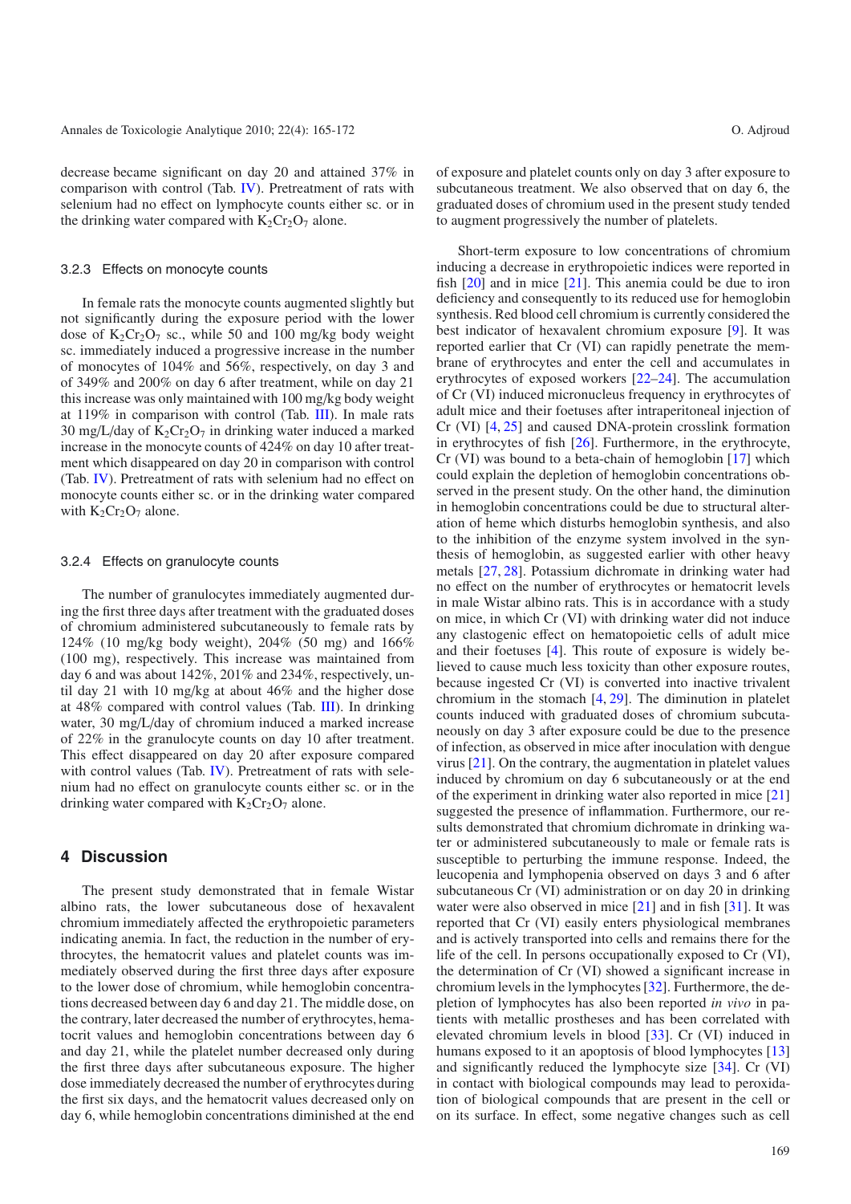decrease became significant on day 20 and attained 37% in comparison with control (Tab. IV). Pretreatment of rats with selenium had no effect on lymphocyte counts either sc. or in the drinking water compared with $K_2Cr_2O_7$ alone.

### 3.2.3 Effects on monocyte counts

In female rats the monocyte counts augmented slightly but not significantly during the exposure period with the lower dose of $K_2Cr_2O_7$ sc., while 50 and 100 mg/kg body weight sc. immediately induced a progressive increase in the number of monocytes of 104% and 56%, respectively, on day 3 and of 349% and 200% on day 6 after treatment, while on day 21 this increase was only maintained with 100 mg/kg body weight at 119% in comparison with control (Tab. III). In male rats 30 mg/L/day of $K_2Cr_2O_7$ in drinking water induced a marked increase in the monocyte counts of 424% on day 10 after treatment which disappeared on day 20 in comparison with control (Tab. IV). Pretreatment of rats with selenium had no effect on monocyte counts either sc. or in the drinking water compared with $K_2Cr_2O_7$ alone.

### 3.2.4 Effects on granulocyte counts

The number of granulocytes immediately augmented during the first three days after treatment with the graduated doses of chromium administered subcutaneously to female rats by 124% (10 mg/kg body weight), 204% (50 mg) and 166% (100 mg), respectively. This increase was maintained from day 6 and was about 142%, 201% and 234%, respectively, until day 21 with 10 mg/kg at about 46% and the higher dose at 48% compared with control values (Tab. III). In drinking water, 30 mg/L/day of chromium induced a marked increase of 22% in the granulocyte counts on day 10 after treatment. This effect disappeared on day 20 after exposure compared with control values (Tab. IV). Pretreatment of rats with selenium had no effect on granulocyte counts either sc. or in the drinking water compared with $K_2Cr_2O_7$ alone.

## 4 Discussion

The present study demonstrated that in female Wistar albino rats, the lower subcutaneous dose of hexavalent chromium immediately affected the erythropoietic parameters indicating anemia. In fact, the reduction in the number of erythrocytes, the hematocrit values and platelet counts was immediately observed during the first three days after exposure to the lower dose of chromium, while hemoglobin concentrations decreased between day 6 and day 21. The middle dose, on the contrary, later decreased the number of erythrocytes, hematocrit values and hemoglobin concentrations between day 6 and day 21, while the platelet number decreased only during the first three days after subcutaneous exposure. The higher dose immediately decreased the number of erythrocytes during the first six days, and the hematocrit values decreased only on day 6, while hemoglobin concentrations diminished at the end of exposure and platelet counts only on day 3 after exposure to subcutaneous treatment. We also observed that on day 6, the graduated doses of chromium used in the present study tended to augment progressively the number of platelets.

Short-term exposure to low concentrations of chromium inducing a decrease in erythropoietic indices were reported in fish [20] and in mice [21]. This anemia could be due to iron deficiency and consequently to its reduced use for hemoglobin synthesis. Red blood cell chromium is currently considered the best indicator of hexavalent chromium exposure [9]. It was reported earlier that Cr (VI) can rapidly penetrate the membrane of erythrocytes and enter the cell and accumulates in erythrocytes of exposed workers [22–24]. The accumulation of Cr (VI) induced micronucleus frequency in erythrocytes of adult mice and their foetuses after intraperitoneal injection of Cr (VI) [4, 25] and caused DNA-protein crosslink formation in erythrocytes of fish [26]. Furthermore, in the erythrocyte, Cr (VI) was bound to a beta-chain of hemoglobin [17] which could explain the depletion of hemoglobin concentrations observed in the present study. On the other hand, the diminution in hemoglobin concentrations could be due to structural alteration of heme which disturbs hemoglobin synthesis, and also to the inhibition of the enzyme system involved in the synthesis of hemoglobin, as suggested earlier with other heavy metals [27, 28]. Potassium dichromate in drinking water had no effect on the number of erythrocytes or hematocrit levels in male Wistar albino rats. This is in accordance with a study on mice, in which Cr (VI) with drinking water did not induce any clastogenic effect on hematopoietic cells of adult mice and their foetuses [4]. This route of exposure is widely believed to cause much less toxicity than other exposure routes, because ingested Cr (VI) is converted into inactive trivalent chromium in the stomach [4, 29]. The diminution in platelet counts induced with graduated doses of chromium subcutaneously on day 3 after exposure could be due to the presence of infection, as observed in mice after inoculation with dengue virus [21]. On the contrary, the augmentation in platelet values induced by chromium on day 6 subcutaneously or at the end of the experiment in drinking water also reported in mice [21] suggested the presence of inflammation. Furthermore, our results demonstrated that chromium dichromate in drinking water or administered subcutaneously to male or female rats is susceptible to perturbing the immune response. Indeed, the leucopenia and lymphopenia observed on days 3 and 6 after subcutaneous Cr (VI) administration or on day 20 in drinking water were also observed in mice [21] and in fish [31]. It was reported that Cr (VI) easily enters physiological membranes and is actively transported into cells and remains there for the life of the cell. In persons occupationally exposed to Cr (VI), the determination of Cr (VI) showed a significant increase in chromium levels in the lymphocytes [32]. Furthermore, the depletion of lymphocytes has also been reported *in vivo* in patients with metallic prostheses and has been correlated with elevated chromium levels in blood [33]. Cr (VI) induced in humans exposed to it an apoptosis of blood lymphocytes [13] and significantly reduced the lymphocyte size [34]. Cr (VI) in contact with biological compounds may lead to peroxidation of biological compounds that are present in the cell or on its surface. In effect, some negative changes such as cell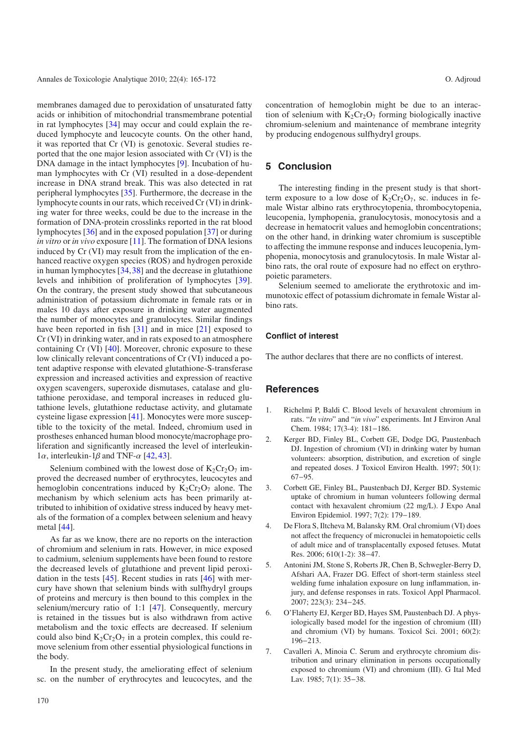membranes damaged due to peroxidation of unsaturated fatty acids or inhibition of mitochondrial transmembrane potential in rat lymphocytes [34] may occur and could explain the reduced lymphocyte and leucocyte counts. On the other hand, it was reported that Cr (VI) is genotoxic. Several studies reported that the one major lesion associated with Cr (VI) is the DNA damage in the intact lymphocytes [9]. Incubation of human lymphocytes with Cr (VI) resulted in a dose-dependent increase in DNA strand break. This was also detected in rat peripheral lymphocytes [35]. Furthermore, the decrease in the lymphocyte counts in our rats, which received Cr (VI) in drinking water for three weeks, could be due to the increase in the formation of DNA-protein crosslinks reported in the rat blood lymphocytes [36] and in the exposed population [37] or during *in vitro* or *in vivo* exposure [11]. The formation of DNA lesions induced by Cr (VI) may result from the implication of the enhanced reactive oxygen species (ROS) and hydrogen peroxide in human lymphocytes [34, 38] and the decrease in glutathione levels and inhibition of proliferation of lymphocytes [39]. On the contrary, the present study showed that subcutaneous administration of potassium dichromate in female rats or in males 10 days after exposure in drinking water augmented the number of monocytes and granulocytes. Similar findings have been reported in fish [31] and in mice [21] exposed to Cr (VI) in drinking water, and in rats exposed to an atmosphere containing Cr (VI) [40]. Moreover, chronic exposure to these low clinically relevant concentrations of Cr (VI) induced a potent adaptive response with elevated glutathione-S-transferase expression and increased activities and expression of reactive oxygen scavengers, superoxide dismutases, catalase and glutathione peroxidase, and temporal increases in reduced glutathione levels, glutathione reductase activity, and glutamate cysteine ligase expression [41]. Monocytes were more susceptible to the toxicity of the metal. Indeed, chromium used in prostheses enhanced human blood monocyte/macrophage proliferation and significantly increased the level of interleukin-1$\alpha$, interleukin-1$\beta$ and TNF-$\alpha$ [42, 43].

Selenium combined with the lowest dose of $K_2Cr_2O_7$ improved the decreased number of erythrocytes, leucocytes and hemoglobin concentrations induced by $K_2Cr_2O_7$ alone. The mechanism by which selenium acts has been primarily attributed to inhibition of oxidative stress induced by heavy metals of the formation of a complex between selenium and heavy metal [44].

As far as we know, there are no reports on the interaction of chromium and selenium in rats. However, in mice exposed to cadmium, selenium supplements have been found to restore the decreased levels of glutathione and prevent lipid peroxidation in the tests [45]. Recent studies in rats [46] with mercury have shown that selenium binds with sulfhydryl groups of proteins and mercury is then bound to this complex in the selenium/mercury ratio of 1:1 [47]. Consequently, mercury is retained in the tissues but is also withdrawn from active metabolism and the toxic effects are decreased. If selenium could also bind $K_2Cr_2O_7$ in a protein complex, this could remove selenium from other essential physiological functions in the body.

In the present study, the ameliorating effect of selenium sc. on the number of erythrocytes and leucocytes, and the concentration of hemoglobin might be due to an interaction of selenium with $K_2Cr_2O_7$ forming biologically inactive chromium-selenium and maintenance of membrane integrity by producing endogenous sulfhydryl groups.

## 5 Conclusion

The interesting finding in the present study is that short-term exposure to a low dose of $K_2Cr_2O_7$, sc. induces in female Wistar albino rats erythrocytopenia, thrombocytopenia, leucopenia, lymphopenia, granulocytosis, monocytosis and a decrease in hematocrit values and hemoglobin concentrations; on the other hand, in drinking water chromium is susceptible to affecting the immune response and induces leucopenia, lymphopenia, monocytosis and granulocytosis. In male Wistar albino rats, the oral route of exposure had no effect on erythropoietic parameters.

Selenium seemed to ameliorate the erythrotoxic and immunotoxic effect of potassium dichromate in female Wistar albino rats.

### Conflict of interest

The author declares that there are no conflicts of interest.

## References

1. Richelmi P, Baldi C. Blood levels of hexavalent chromium in rats. "*In vitro*" and "*in vivo*" experiments. Int J Environ Anal Chem. 1984; 17(3-4): 181−186.
2. Kerger BD, Finley BL, Corbett GE, Dodge DG, Paustenbach DJ. Ingestion of chromium (VI) in drinking water by human volunteers: absorption, distribution, and excretion of single and repeated doses. J Toxicol Environ Health. 1997; 50(1): 67−95.
3. Corbett GE, Finley BL, Paustenbach DJ, Kerger BD. Systemic uptake of chromium in human volunteers following dermal contact with hexavalent chromium (22 mg/L). J Expo Anal Environ Epidemiol. 1997; 7(2): 179−189.
4. De Flora S, Iltcheva M, Balansky RM. Oral chromium (VI) does not affect the frequency of micronuclei in hematopoietic cells of adult mice and of transplacentally exposed fetuses. Mutat Res. 2006; 610(1-2): 38−47.
5. Antonini JM, Stone S, Roberts JR, Chen B, Schwegler-Berry D, Afshari AA, Frazer DG. Effect of short-term stainless steel welding fume inhalation exposure on lung inflammation, injury, and defense responses in rats. Toxicol Appl Pharmacol. 2007; 223(3): 234−245.
6. O'Flaherty EJ, Kerger BD, Hayes SM, Paustenbach DJ. A physiologically based model for the ingestion of chromium (III) and chromium (VI) by humans. Toxicol Sci. 2001; 60(2): 196−213.
7. Cavalleri A, Minoia C. Serum and erythrocyte chromium distribution and urinary elimination in persons occupationally exposed to chromium (VI) and chromium (III). G Ital Med Lav. 1985; 7(1): 35−38.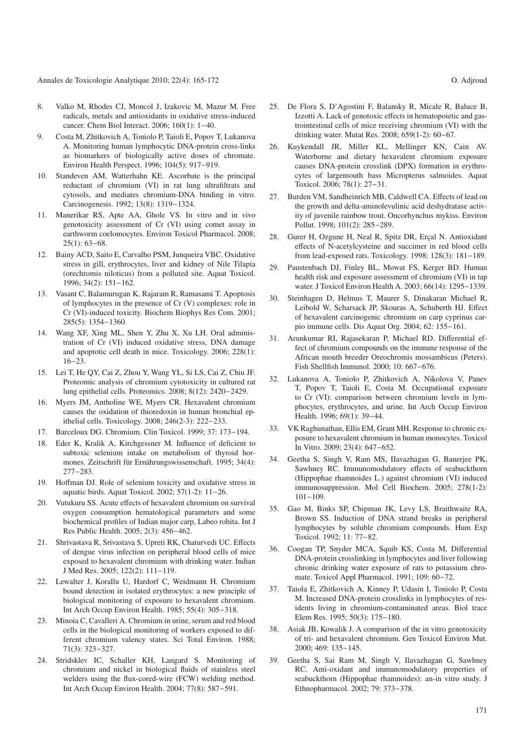8. Valko M, Rhodes CJ, Moncol J, Izakovic M, Mazur M. Free radicals, metals and antioxidants in oxidative stress-induced cancer. Chem Biol Interact. 2006; 160(1): 1−40.
9. Costa M, Zhitkovich A, Toniolo P, Taioli E, Popov T, Lukanova A. Monitoring human lymphocytic DNA-protein cross-links as biomarkers of biologically active doses of chromate. Environ Health Perspect. 1996; 104(5): 917−919.
10. Standeven AM, Watterhahn KE. Ascorbate is the principal reductant of chromium (VI) in rat lung ultrafiltrats and cytosols, and mediates chromium-DNA binding in vitro. Carcinogenesis. 1992; 13(8): 1319−1324.
11. Manerikar RS, Apte AA, Ghole VS. In vitro and in vivo genotoxicity assessment of Cr (VI) using comet assay in earthworm coelomocytes. Environ Toxicol Pharmacol. 2008; 25(1): 63−68.
12. Bainy ACD, Saito E, Carvalho PSM, Junqueira VBC. Oxidative stress in gill, erythrocytes, liver and kidney of Nile Tilapia (orechromis niloticus) from a polluted site. Aquat Toxicol. 1996; 34(2): 151−162.
13. Vasant C, Balamurugan K, Rajaram R, Ramasami T. Apoptosis of lymphocytes in the presence of Cr (V) complexes: role in Cr (VI)-induced toxicity. Biochem Biophys Res Com. 2001; 285(5): 1354−1360.
14. Wang XF, Xing ML, Shen Y, Zhu X, Xu LH. Oral administration of Cr (VI) induced oxidative stress, DNA damage and apoptotic cell death in mice. Toxicology. 2006; 228(1): 16−23.
15. Lei T, He QY, Cai Z, Zhou Y, Wang YL, Si LS, Cai Z, Chiu JF. Proteomic analysis of chromium cytotoxicity in cultured rat lung epithelial cells. Proteomics. 2008; 8(12): 2420−2429.
16. Myers JM, Antholine WE, Myers CR. Hexavalent chromium causes the oxidation of thioredoxin in human bronchial epithelial cells. Toxicology. 2008; 246(2-3): 222−233.
17. Barceloux DG. Chromium. Clin Toxicol. 1999; 37: 173−194.
18. Eder K, Kralik A, Kirchgessner M. Influence of deficient to subtoxic selenium intake on metabolism of thyroid hormones. Zeitschrift für Ernährungswissenschaft. 1995; 34(4): 277−283.
19. Hoffman DJ. Role of selenium toxicity and oxidative stress in aquatic birds. Aquat Toxicol. 2002; 57(1-2): 11−26.
20. Vutukuru SS. Acute effects of hexavalent chromium on survival oxygen consumption hematological parameters and some biochemical profiles of Indian major carp, Labeo rohita. Int J Res Public Health. 2005; 2(3): 456−462.
21. Shrivastava R, Srivastava S, Upreti RK, Chaturvedi UC. Effects of dengue virus infection on peripheral blood cells of mice exposed to hexavalent chromium with drinking water. Indian J Med Res. 2005; 122(2): 111−119.
22. Lewalter J, Korallu U, Hardorf C, Weidmann H. Chromium bound detection in isolated erythrocytes: a new principle of biological monitoring of exposure to hexavalent chromium. Int Arch Occup Environ Health. 1985; 55(4): 305−318.
23. Minoia C, Cavalleri A. Chromium in urine, serum and red blood cells in the biological monitoring of workers exposed to different chromium valency states. Sci Total Environ. 1988; 71(3): 323−327.
24. Stridsklev IC, Schaller KH, Langard S. Monitoring of chromium and nickel in biological fluids of stainless steel welders using the flux-cored-wire (FCW) welding method. Int Arch Occup Environ Health. 2004; 77(8): 587−591.
25. De Flora S, D'Agostini F, Balansky R, Micale R, Baluce B, Izzotti A. Lack of genotoxic effects in hematopoietic and gastrointestinal cells of mice receiving chromium (VI) with the drinking water. Mutat Res. 2008; 659(1-2): 60−67.
26. Kuykendall JR, Miller KL, Mellinger KN, Cain AV. Waterborne and dietary hexavalent chromium exposure causes DNA-protein crosslink (DPX) formation in erythrocytes of largemouth bass Micropterus salmoides. Aquat Toxicol. 2006; 78(1): 27−31.
27. Burden VM, Sandheinrich MB, Caldwell CA. Effects of lead on the growth and delta-aminolevulinic acid deshydratase activity of juvenile rainbow trout. Oncorhynchus mykiss. Environ Pollut. 1998; 101(2): 285−289.
28. Gurer H, Ozgune H, Neal R, Spitz DR, Erçal N. Antioxidant effects of N-acetylcysteine and succimer in red blood cells from lead-exposed rats. Toxicology. 1998; 128(3): 181−189.
29. Paustenbach DJ, Finley BL, Mowat FS, Kerger BD. Human health risk and exposure assessment of chromium (VI) in tap water. J Toxicol Environ Health A. 2003; 66(14): 1295−1339.
30. Steinhagen D, Helmus T, Maurer S, Dinakaran Michael R, Leibold W, Scharsack JP, Skouras A, Schuberth HJ. Effect of hexavalent carcinogenic chromium on carp cyprinus carpio immune cells. Dis Aquat Org. 2004; 62: 155−161.
31. Arunkumar RI, Rajasekaran P, Michael RD. Differential effect of chromium compounds on the immune response of the African mouth breeder Oreochromis mossambicus (Peters). Fish Shellfish Immunol. 2000; 10: 667−676.
32. Lukanova A, Toniolo P, Zhitkovich A, Nikolova V, Panev T, Popov T, Taioli E, Costa M. Occupational exposure to Cr (VI): comparison between chromium levels in lymphocytes, erythrocytes, and urine. Int Arch Occup Environ Health. 1996; 69(1): 39−44.
33. VK Raghunathan, Ellis EM, Grant MH. Response to chronic exposure to hexavalent chromium in human monocytes. Toxicol In Vitro. 2009; 23(4): 647−652.
34. Geetha S, Singh V, Ram MS, Ilavazhagan G, Banerjee PK, Sawhney RC. Immunomodulatory effects of seabuckthorn (Hippophae rhamnoides L.) against chromium (VI) induced immunosuppression. Mol Cell Biochem. 2005; 278(1-2): 101−109.
35. Gao M, Binks SP, Chipman JK, Levy LS, Braithwaite RA, Brown SS. Induction of DNA strand breaks in peripheral lymphocytes by soluble chromium compounds. Hum Exp Toxicol. 1992; 11: 77−82.
36. Coogan TP, Snyder MCA, Squib KS, Costa M, Differential DNA-protein crosslinking in lymphocytes and liver following chronic drinking water exposure of rats to potassium chromate. Toxicol Appl Pharmacol. 1991; 109: 60−72.
37. Taiola E, Zhitkovich A, Kinney P, Udasin I, Toniolo P, Costa M. Increased DNA-protein crosslinks in lymphocytes of residents living in chromium-contaminated areas. Biol trace Elem Res. 1995; 50(3): 175−180.
38. Asiak JB, Kowalik J. A comparison of the in vitro genotoxicity of tri- and hexavalent chromium. Gen Toxicol Environ Mut. 2000; 469: 135−145.
39. Geetha S, Sai Ram M, Singh V, Ilavazhagan G, Sawhney RC. Anti-oxidant and immunomodulatory properties of seabuckthorn (Hippophae rhamnoides): an-in vitro study. J Ethnopharmacol. 2002; 79: 373−378.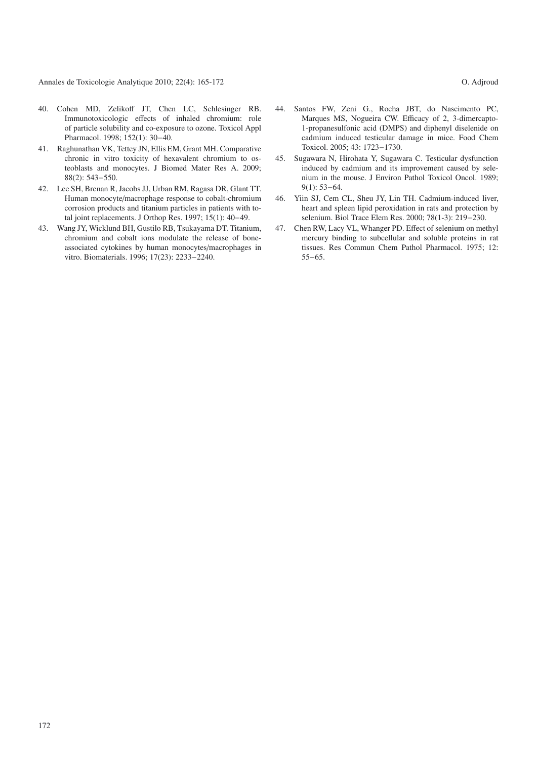40. Cohen MD, Zelikoff JT, Chen LC, Schlesinger RB. Immunotoxicologic effects of inhaled chromium: role of particle solubility and co-exposure to ozone. Toxicol Appl Pharmacol. 1998; 152(1): 30−40.
41. Raghunathan VK, Tettey JN, Ellis EM, Grant MH. Comparative chronic in vitro toxicity of hexavalent chromium to osteoblasts and monocytes. J Biomed Mater Res A. 2009; 88(2): 543−550.
42. Lee SH, Brenan R, Jacobs JJ, Urban RM, Ragasa DR, Glant TT. Human monocyte/macrophage response to cobalt-chromium corrosion products and titanium particles in patients with total joint replacements. J Orthop Res. 1997; 15(1): 40−49.
43. Wang JY, Wicklund BH, Gustilo RB, Tsukayama DT. Titanium, chromium and cobalt ions modulate the release of bone-associated cytokines by human monocytes/macrophages in vitro. Biomaterials. 1996; 17(23): 2233−2240.
44. Santos FW, Zeni G., Rocha JBT, do Nascimento PC, Marques MS, Nogueira CW. Efficacy of 2, 3-dimercapto-1-propanesulfonic acid (DMPS) and diphenyl diselenide on cadmium induced testicular damage in mice. Food Chem Toxicol. 2005; 43: 1723−1730.
45. Sugawara N, Hirohata Y, Sugawara C. Testicular dysfunction induced by cadmium and its improvement caused by selenium in the mouse. J Environ Pathol Toxicol Oncol. 1989; 9(1): 53−64.
46. Yiin SJ, Cem CL, Sheu JY, Lin TH. Cadmium-induced liver, heart and spleen lipid peroxidation in rats and protection by selenium. Biol Trace Elem Res. 2000; 78(1-3): 219−230.
47. Chen RW, Lacy VL, Whanger PD. Effect of selenium on methyl mercury binding to subcellular and soluble proteins in rat tissues. Res Commun Chem Pathol Pharmacol. 1975; 12: 55−65.